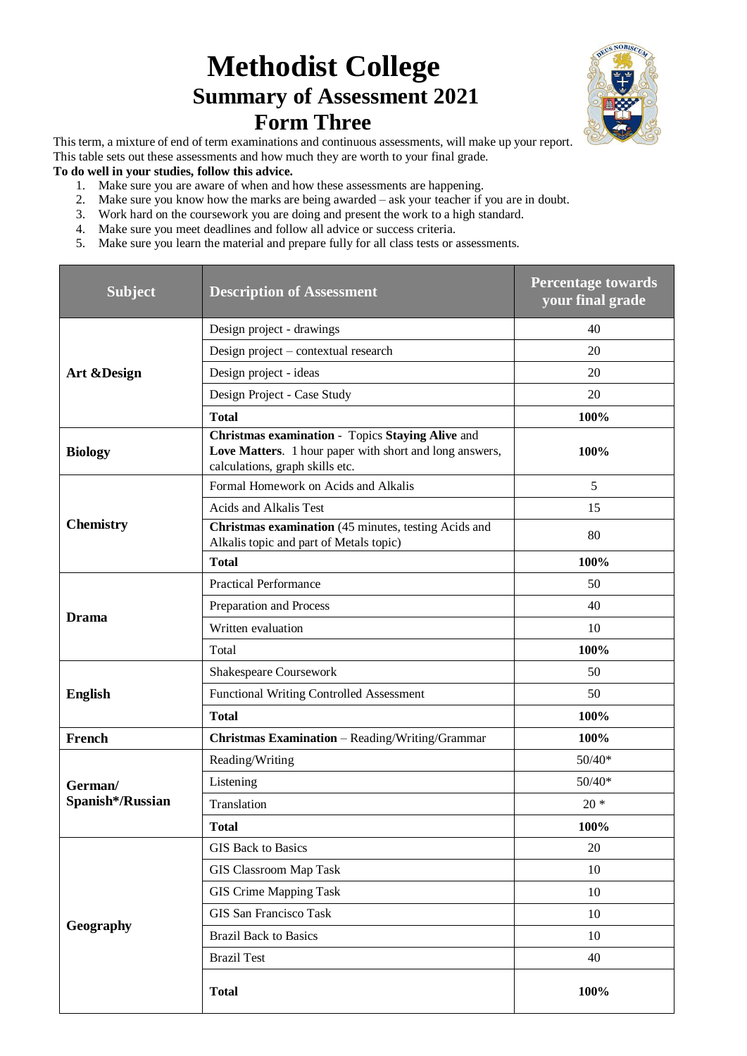# Methodist College
## Summary of Assessment 2021
## Form Three

This term, a mixture of end of term examinations and continuous assessments, will make up your report. This table sets out these assessments and how much they are worth to your final grade.

**To do well in your studies, follow this advice.**

1. Make sure you are aware of when and how these assessments are happening.
2. Make sure you know how the marks are being awarded – ask your teacher if you are in doubt.
3. Work hard on the coursework you are doing and present the work to a high standard.
4. Make sure you meet deadlines and follow all advice or success criteria.
5. Make sure you learn the material and prepare fully for all class tests or assessments.

| Subject | Description of Assessment | Percentage towards your final grade |
|---|---|---|
| **Art &Design** | Design project - drawings | 40 |
| | Design project – contextual research | 20 |
| | Design project - ideas | 20 |
| | Design Project - Case Study | 20 |
| | **Total** | **100%** |
| **Biology** | **Christmas examination** - Topics **Staying Alive** and **Love Matters**. 1 hour paper with short and long answers, calculations, graph skills etc. | **100%** |
| **Chemistry** | Formal Homework on Acids and Alkalis | 5 |
| | Acids and Alkalis Test | 15 |
| | **Christmas examination** (45 minutes, testing Acids and Alkalis topic and part of Metals topic) | 80 |
| | **Total** | **100%** |
| **Drama** | Practical Performance | 50 |
| | Preparation and Process | 40 |
| | Written evaluation | 10 |
| | Total | **100%** |
| **English** | Shakespeare Coursework | 50 |
| | Functional Writing Controlled Assessment | 50 |
| | **Total** | **100%** |
| **French** | **Christmas Examination** – Reading/Writing/Grammar | **100%** |
| **German/ Spanish*/Russian** | Reading/Writing | 50/40* |
| | Listening | 50/40* |
| | Translation | 20 * |
| | **Total** | **100%** |
| **Geography** | GIS Back to Basics | 20 |
| | GIS Classroom Map Task | 10 |
| | GIS Crime Mapping Task | 10 |
| | GIS San Francisco Task | 10 |
| | Brazil Back to Basics | 10 |
| | Brazil Test | 40 |
| | **Total** | **100%** |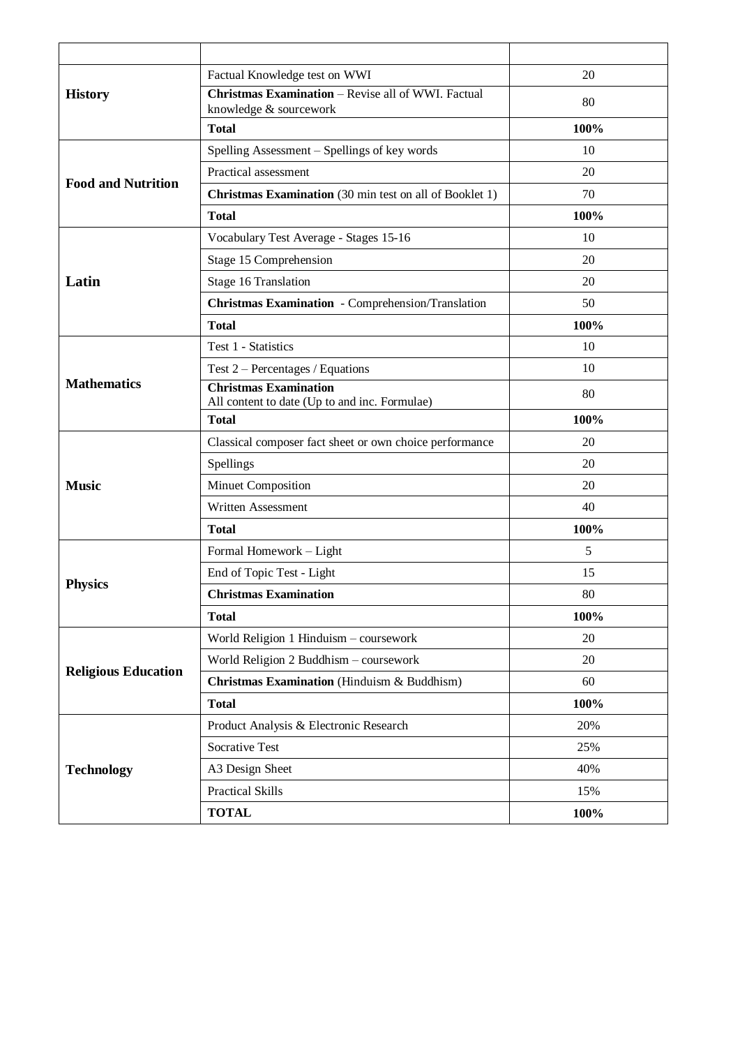| | | |
|---|---|---|
| **History** | Factual Knowledge test on WWI | 20 |
| | **Christmas Examination** – Revise all of WWI. Factual knowledge & sourcework | 80 |
| | **Total** | **100%** |
| **Food and Nutrition** | Spelling Assessment – Spellings of key words | 10 |
| | Practical assessment | 20 |
| | **Christmas Examination** (30 min test on all of Booklet 1) | 70 |
| | **Total** | **100%** |
| **Latin** | Vocabulary Test Average - Stages 15-16 | 10 |
| | Stage 15 Comprehension | 20 |
| | Stage 16 Translation | 20 |
| | **Christmas Examination** - Comprehension/Translation | 50 |
| | **Total** | **100%** |
| **Mathematics** | Test 1 - Statistics | 10 |
| | Test 2 – Percentages / Equations | 10 |
| | **Christmas Examination** All content to date (Up to and inc. Formulae) | 80 |
| | **Total** | **100%** |
| **Music** | Classical composer fact sheet or own choice performance | 20 |
| | Spellings | 20 |
| | Minuet Composition | 20 |
| | Written Assessment | 40 |
| | **Total** | **100%** |
| **Physics** | Formal Homework – Light | 5 |
| | End of Topic Test - Light | 15 |
| | **Christmas Examination** | 80 |
| | **Total** | **100%** |
| **Religious Education** | World Religion 1 Hinduism – coursework | 20 |
| | World Religion 2 Buddhism – coursework | 20 |
| | **Christmas Examination** (Hinduism & Buddhism) | 60 |
| | **Total** | **100%** |
| **Technology** | Product Analysis & Electronic Research | 20% |
| | Socrative Test | 25% |
| | A3 Design Sheet | 40% |
| | Practical Skills | 15% |
| | **TOTAL** | **100%** |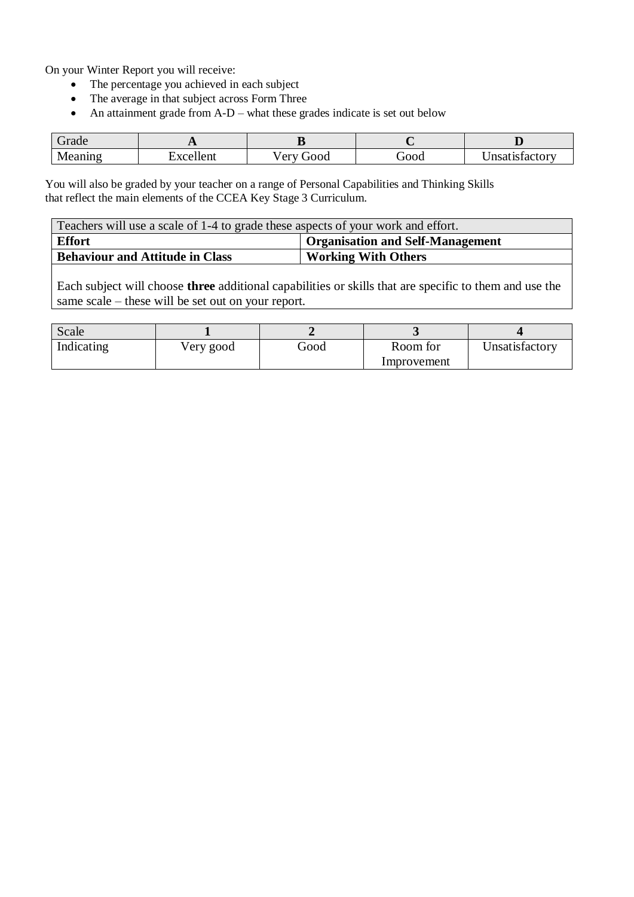On your Winter Report you will receive:

- The percentage you achieved in each subject
- The average in that subject across Form Three
- An attainment grade from A-D – what these grades indicate is set out below

| Grade | **A** | **B** | **C** | **D** |
|---|---|---|---|---|
| Meaning | Excellent | Very Good | Good | Unsatisfactory |

You will also be graded by your teacher on a range of Personal Capabilities and Thinking Skills that reflect the main elements of the CCEA Key Stage 3 Curriculum.

| Teachers will use a scale of 1-4 to grade these aspects of your work and effort. | |
|---|---|
| **Effort** | **Organisation and Self-Management** |
| **Behaviour and Attitude in Class** | **Working With Others** |

Each subject will choose **three** additional capabilities or skills that are specific to them and use the same scale – these will be set out on your report.

| Scale | **1** | **2** | **3** | **4** |
|---|---|---|---|---|
| Indicating | Very good | Good | Room for Improvement | Unsatisfactory |